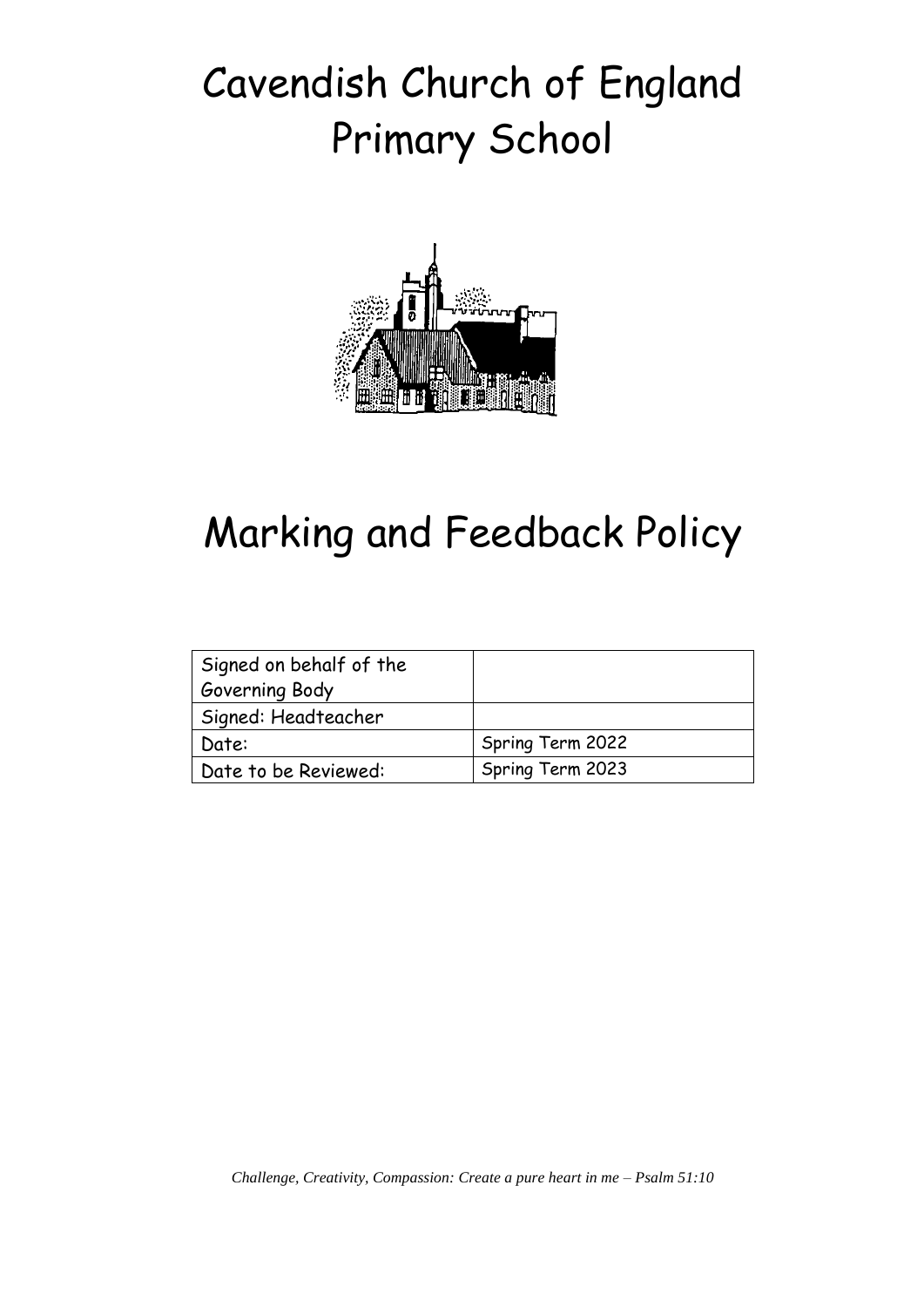# Cavendish Church of England Primary School

# Marking and Feedback Policy

| | |
|---|---|
| Signed on behalf of the Governing Body | |
| Signed: Headteacher | |
| Date: | Spring Term 2022 |
| Date to be Reviewed: | Spring Term 2023 |

*Challenge, Creativity, Compassion: Create a pure heart in me – Psalm 51:10*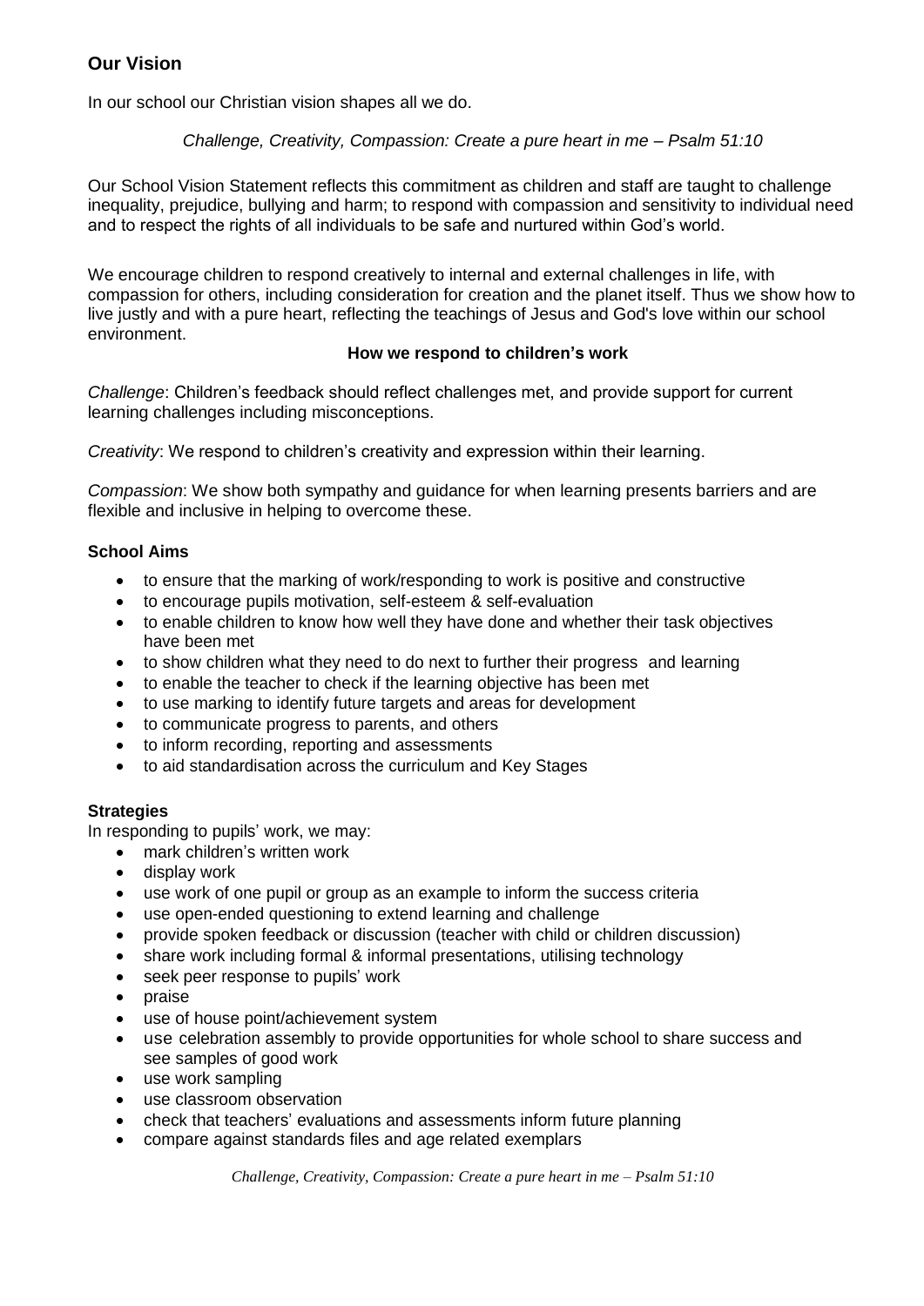## Our Vision

In our school our Christian vision shapes all we do.

*Challenge, Creativity, Compassion: Create a pure heart in me – Psalm 51:10*

Our School Vision Statement reflects this commitment as children and staff are taught to challenge inequality, prejudice, bullying and harm; to respond with compassion and sensitivity to individual need and to respect the rights of all individuals to be safe and nurtured within God's world.

We encourage children to respond creatively to internal and external challenges in life, with compassion for others, including consideration for creation and the planet itself. Thus we show how to live justly and with a pure heart, reflecting the teachings of Jesus and God's love within our school environment.

**How we respond to children's work**

*Challenge*: Children's feedback should reflect challenges met, and provide support for current learning challenges including misconceptions.

*Creativity*: We respond to children's creativity and expression within their learning.

*Compassion*: We show both sympathy and guidance for when learning presents barriers and are flexible and inclusive in helping to overcome these.

### School Aims

- to ensure that the marking of work/responding to work is positive and constructive
- to encourage pupils motivation, self-esteem & self-evaluation
- to enable children to know how well they have done and whether their task objectives have been met
- to show children what they need to do next to further their progress and learning
- to enable the teacher to check if the learning objective has been met
- to use marking to identify future targets and areas for development
- to communicate progress to parents, and others
- to inform recording, reporting and assessments
- to aid standardisation across the curriculum and Key Stages

### Strategies

In responding to pupils' work, we may:

- mark children's written work
- display work
- use work of one pupil or group as an example to inform the success criteria
- use open-ended questioning to extend learning and challenge
- provide spoken feedback or discussion (teacher with child or children discussion)
- share work including formal & informal presentations, utilising technology
- seek peer response to pupils' work
- praise
- use of house point/achievement system
- use celebration assembly to provide opportunities for whole school to share success and see samples of good work
- use work sampling
- use classroom observation
- check that teachers' evaluations and assessments inform future planning
- compare against standards files and age related exemplars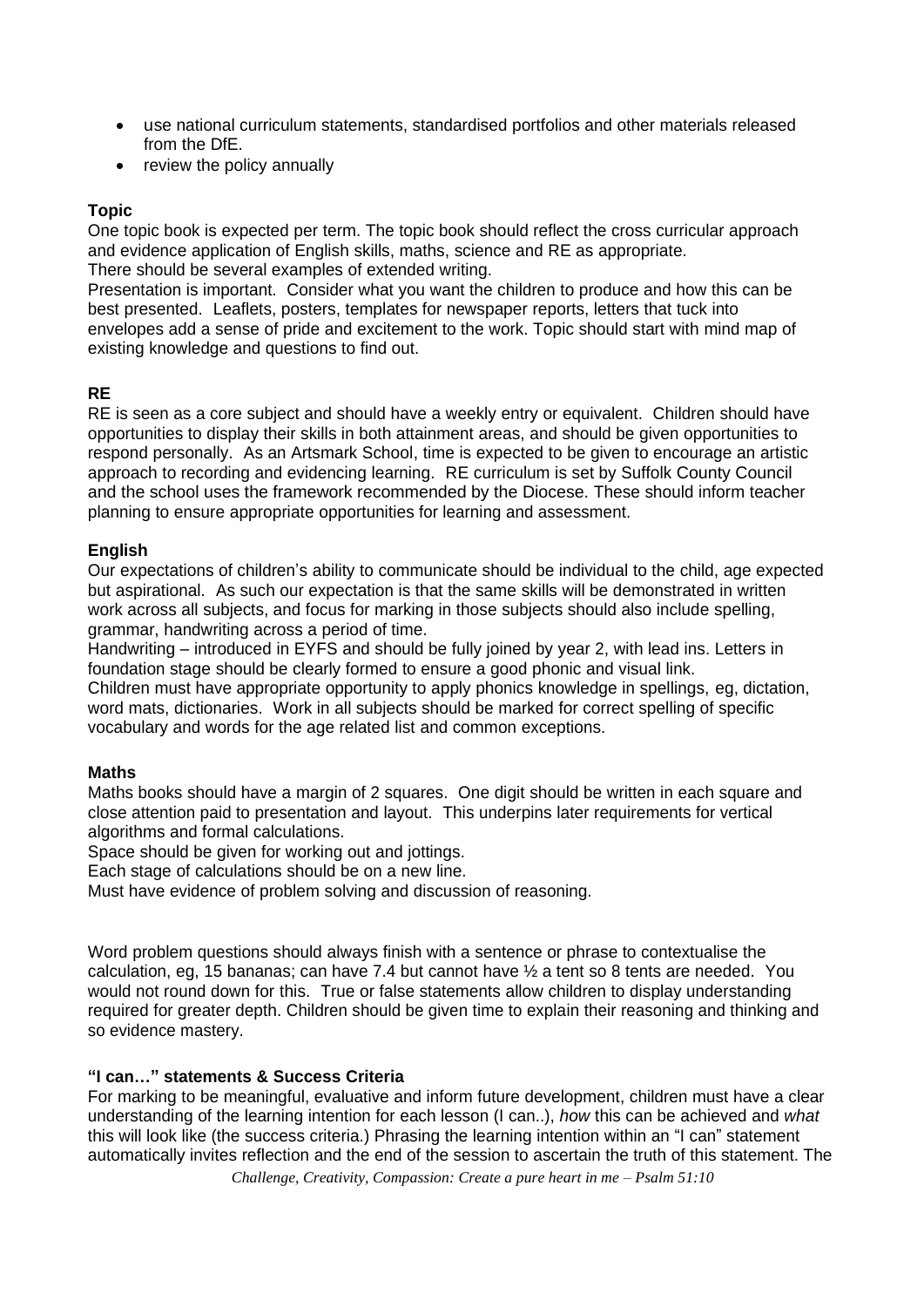- use national curriculum statements, standardised portfolios and other materials released from the DfE.
- review the policy annually

**Topic**

One topic book is expected per term. The topic book should reflect the cross curricular approach and evidence application of English skills, maths, science and RE as appropriate.
There should be several examples of extended writing.
Presentation is important. Consider what you want the children to produce and how this can be best presented. Leaflets, posters, templates for newspaper reports, letters that tuck into envelopes add a sense of pride and excitement to the work. Topic should start with mind map of existing knowledge and questions to find out.

**RE**

RE is seen as a core subject and should have a weekly entry or equivalent. Children should have opportunities to display their skills in both attainment areas, and should be given opportunities to respond personally. As an Artsmark School, time is expected to be given to encourage an artistic approach to recording and evidencing learning. RE curriculum is set by Suffolk County Council and the school uses the framework recommended by the Diocese. These should inform teacher planning to ensure appropriate opportunities for learning and assessment.

**English**

Our expectations of children's ability to communicate should be individual to the child, age expected but aspirational. As such our expectation is that the same skills will be demonstrated in written work across all subjects, and focus for marking in those subjects should also include spelling, grammar, handwriting across a period of time.
Handwriting – introduced in EYFS and should be fully joined by year 2, with lead ins. Letters in foundation stage should be clearly formed to ensure a good phonic and visual link.
Children must have appropriate opportunity to apply phonics knowledge in spellings, eg, dictation, word mats, dictionaries. Work in all subjects should be marked for correct spelling of specific vocabulary and words for the age related list and common exceptions.

**Maths**

Maths books should have a margin of 2 squares. One digit should be written in each square and close attention paid to presentation and layout. This underpins later requirements for vertical algorithms and formal calculations.
Space should be given for working out and jottings.
Each stage of calculations should be on a new line.
Must have evidence of problem solving and discussion of reasoning.

Word problem questions should always finish with a sentence or phrase to contextualise the calculation, eg, 15 bananas; can have 7.4 but cannot have ½ a tent so 8 tents are needed. You would not round down for this. True or false statements allow children to display understanding required for greater depth. Children should be given time to explain their reasoning and thinking and so evidence mastery.

**"I can…" statements & Success Criteria**

For marking to be meaningful, evaluative and inform future development, children must have a clear understanding of the learning intention for each lesson (I can..), *how* this can be achieved and *what* this will look like (the success criteria.) Phrasing the learning intention within an "I can" statement automatically invites reflection and the end of the session to ascertain the truth of this statement. The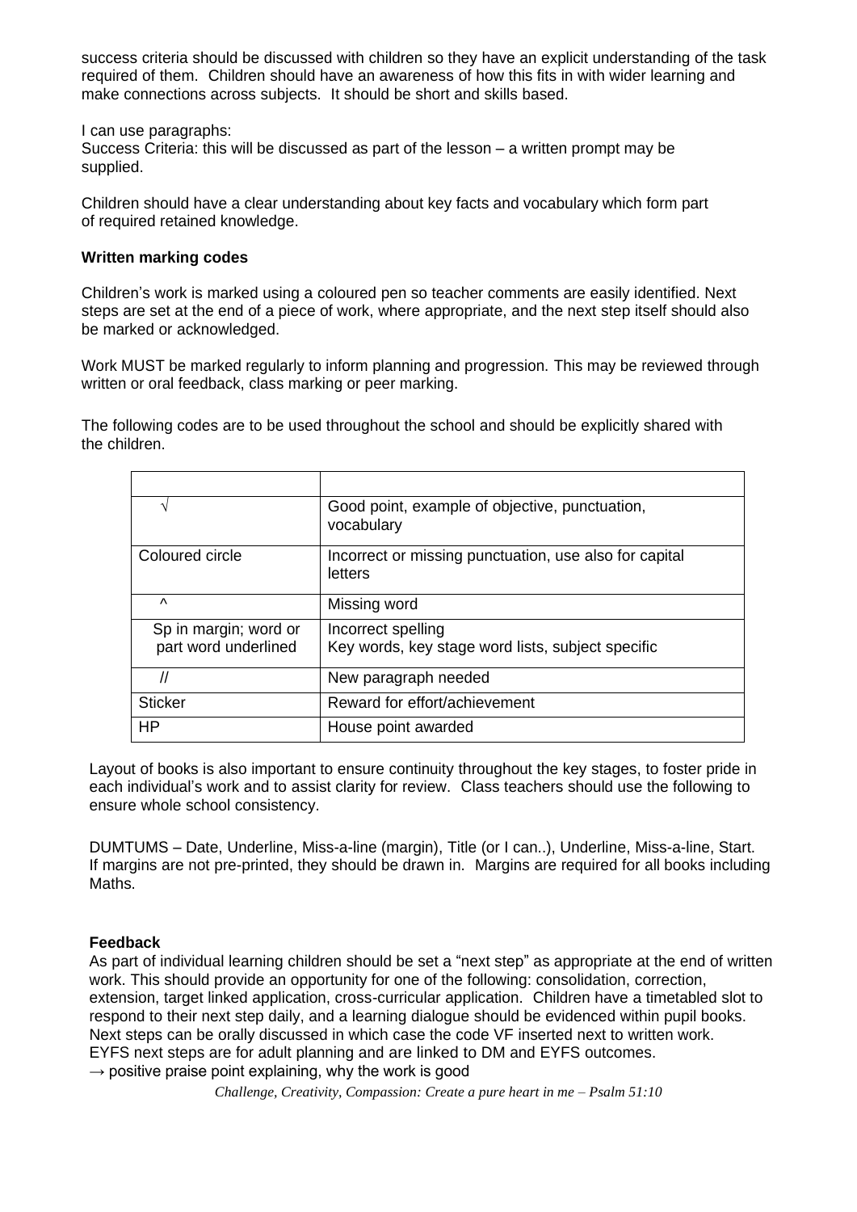success criteria should be discussed with children so they have an explicit understanding of the task required of them. Children should have an awareness of how this fits in with wider learning and make connections across subjects. It should be short and skills based.

I can use paragraphs:
Success Criteria: this will be discussed as part of the lesson – a written prompt may be supplied.

Children should have a clear understanding about key facts and vocabulary which form part of required retained knowledge.

**Written marking codes**

Children's work is marked using a coloured pen so teacher comments are easily identified. Next steps are set at the end of a piece of work, where appropriate, and the next step itself should also be marked or acknowledged.

Work MUST be marked regularly to inform planning and progression. This may be reviewed through written or oral feedback, class marking or peer marking.

The following codes are to be used throughout the school and should be explicitly shared with the children.

| | |
|---|---|
| √ | Good point, example of objective, punctuation, vocabulary |
| Coloured circle | Incorrect or missing punctuation, use also for capital letters |
| ^ | Missing word |
| Sp in margin; word or part word underlined | Incorrect spelling<br>Key words, key stage word lists, subject specific |
| // | New paragraph needed |
| Sticker | Reward for effort/achievement |
| HP | House point awarded |

Layout of books is also important to ensure continuity throughout the key stages, to foster pride in each individual's work and to assist clarity for review. Class teachers should use the following to ensure whole school consistency.

DUMTUMS – Date, Underline, Miss-a-line (margin), Title (or I can..), Underline, Miss-a-line, Start. If margins are not pre-printed, they should be drawn in. Margins are required for all books including Maths.

**Feedback**

As part of individual learning children should be set a "next step" as appropriate at the end of written work. This should provide an opportunity for one of the following: consolidation, correction, extension, target linked application, cross-curricular application. Children have a timetabled slot to respond to their next step daily, and a learning dialogue should be evidenced within pupil books. Next steps can be orally discussed in which case the code VF inserted next to written work. EYFS next steps are for adult planning and are linked to DM and EYFS outcomes.
→ positive praise point explaining, why the work is good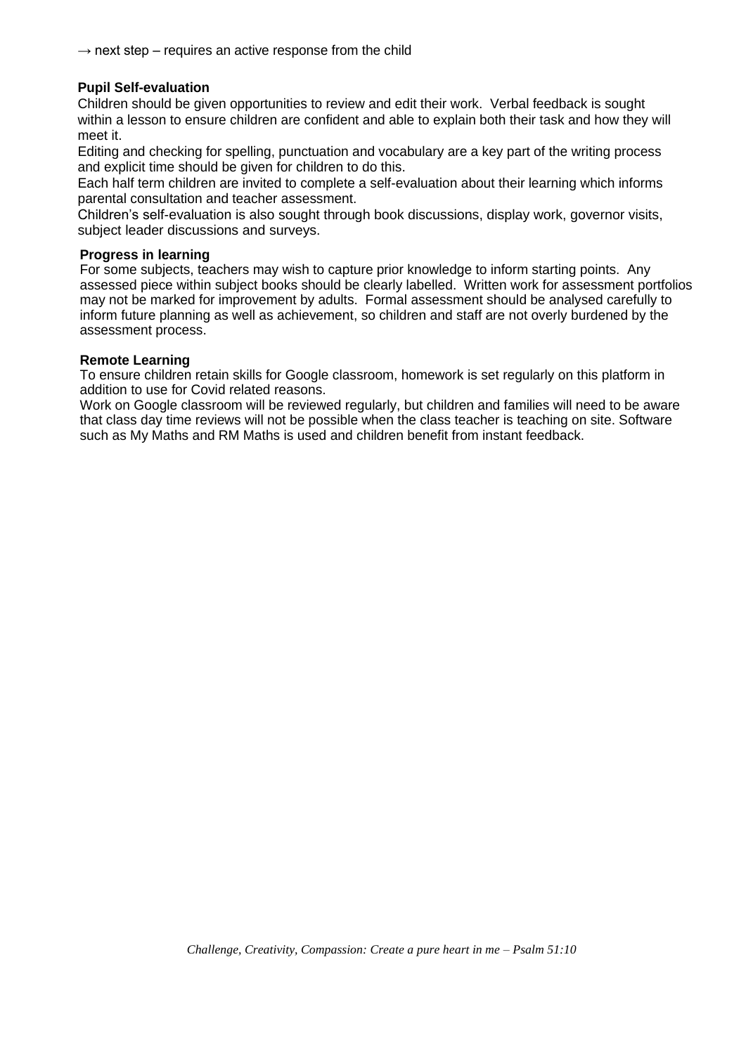→ next step – requires an active response from the child

**Pupil Self-evaluation**

Children should be given opportunities to review and edit their work. Verbal feedback is sought within a lesson to ensure children are confident and able to explain both their task and how they will meet it.

Editing and checking for spelling, punctuation and vocabulary are a key part of the writing process and explicit time should be given for children to do this.

Each half term children are invited to complete a self-evaluation about their learning which informs parental consultation and teacher assessment.

Children's self-evaluation is also sought through book discussions, display work, governor visits, subject leader discussions and surveys.

**Progress in learning**

For some subjects, teachers may wish to capture prior knowledge to inform starting points. Any assessed piece within subject books should be clearly labelled. Written work for assessment portfolios may not be marked for improvement by adults. Formal assessment should be analysed carefully to inform future planning as well as achievement, so children and staff are not overly burdened by the assessment process.

**Remote Learning**

To ensure children retain skills for Google classroom, homework is set regularly on this platform in addition to use for Covid related reasons.

Work on Google classroom will be reviewed regularly, but children and families will need to be aware that class day time reviews will not be possible when the class teacher is teaching on site. Software such as My Maths and RM Maths is used and children benefit from instant feedback.